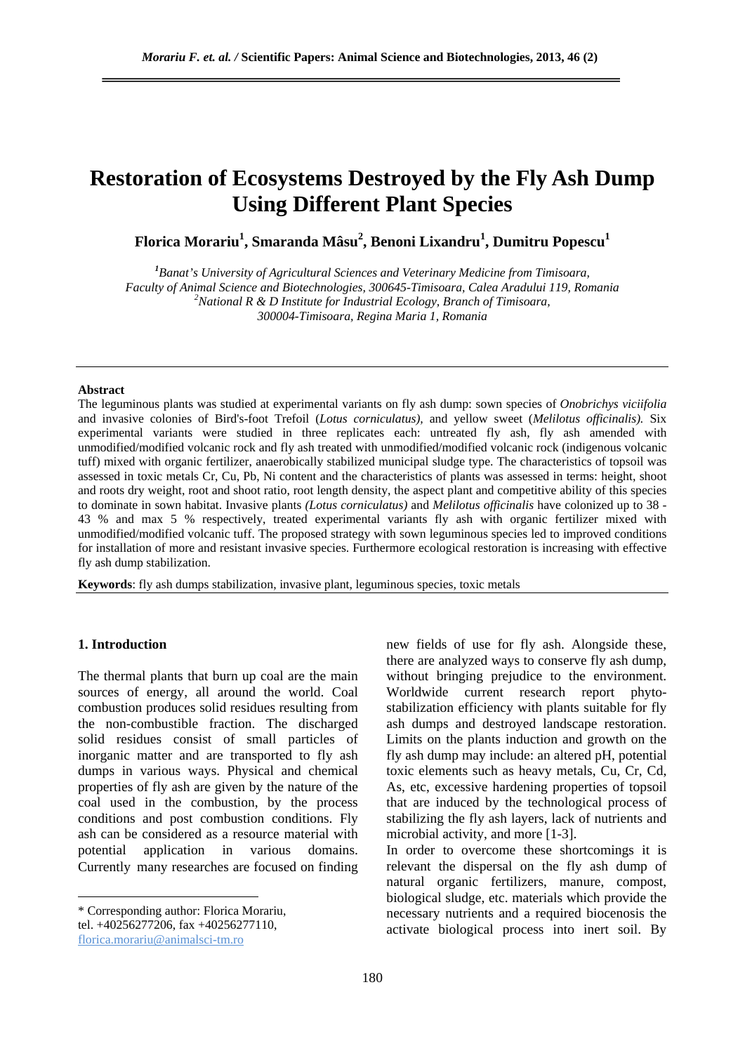# Restoration of Ecosystems Destroyed by the Fly Ash Dump Using Different Plant Species

**Florica Morariu[1], Smaranda Mâsu[2], Benoni Lixandru[1], Dumitru Popescu[1]**

*[1]Banat's University of Agricultural Sciences and Veterinary Medicine from Timisoara, Faculty of Animal Science and Biotechnologies, 300645-Timisoara, Calea Aradului 119, Romania*
*[2]National R & D Institute for Industrial Ecology, Branch of Timisoara, 300004-Timisoara, Regina Maria 1, Romania*

---

**Abstract**

The leguminous plants was studied at experimental variants on fly ash dump: sown species of *Onobrichys viciifolia* and invasive colonies of Bird's-foot Trefoil (*Lotus corniculatus)*, and yellow sweet (*Melilotus officinalis).* Six experimental variants were studied in three replicates each: untreated fly ash, fly ash amended with unmodified/modified volcanic rock and fly ash treated with unmodified/modified volcanic rock (indigenous volcanic tuff) mixed with organic fertilizer, anaerobically stabilized municipal sludge type. The characteristics of topsoil was assessed in toxic metals Cr, Cu, Pb, Ni content and the characteristics of plants was assessed in terms: height, shoot and roots dry weight, root and shoot ratio, root length density, the aspect plant and competitive ability of this species to dominate in sown habitat. Invasive plants *(Lotus corniculatus)* and *Melilotus officinalis* have colonized up to 38 - 43 % and max 5 % respectively, treated experimental variants fly ash with organic fertilizer mixed with unmodified/modified volcanic tuff. The proposed strategy with sown leguminous species led to improved conditions for installation of more and resistant invasive species. Furthermore ecological restoration is increasing with effective fly ash dump stabilization.

**Keywords**: fly ash dumps stabilization, invasive plant, leguminous species, toxic metals

---

## 1. Introduction

The thermal plants that burn up coal are the main sources of energy, all around the world. Coal combustion produces solid residues resulting from the non-combustible fraction. The discharged solid residues consist of small particles of inorganic matter and are transported to fly ash dumps in various ways. Physical and chemical properties of fly ash are given by the nature of the coal used in the combustion, by the process conditions and post combustion conditions. Fly ash can be considered as a resource material with potential application in various domains. Currently many researches are focused on finding new fields of use for fly ash. Alongside these, there are analyzed ways to conserve fly ash dump, without bringing prejudice to the environment. Worldwide current research report phyto-stabilization efficiency with plants suitable for fly ash dumps and destroyed landscape restoration. Limits on the plants induction and growth on the fly ash dump may include: an altered pH, potential toxic elements such as heavy metals, Cu, Cr, Cd, As, etc, excessive hardening properties of topsoil that are induced by the technological process of stabilizing the fly ash layers, lack of nutrients and microbial activity, and more [1-3].

In order to overcome these shortcomings it is relevant the dispersal on the fly ash dump of natural organic fertilizers, manure, compost, biological sludge, etc. materials which provide the necessary nutrients and a required biocenosis the activate biological process into inert soil. By

---

\* Corresponding author: Florica Morariu, tel. +40256277206, fax +40256277110, florica.morariu@animalsci-tm.ro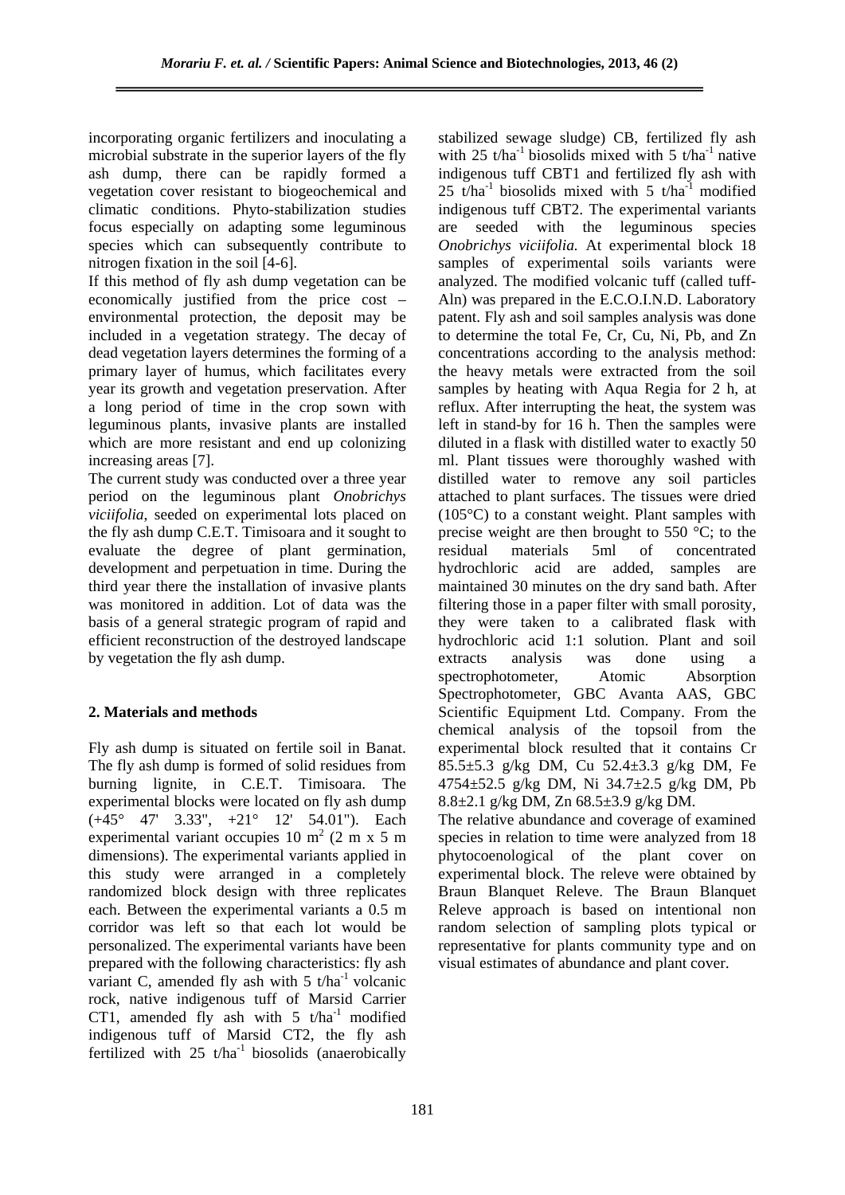incorporating organic fertilizers and inoculating a microbial substrate in the superior layers of the fly ash dump, there can be rapidly formed a vegetation cover resistant to biogeochemical and climatic conditions. Phyto-stabilization studies focus especially on adapting some leguminous species which can subsequently contribute to nitrogen fixation in the soil [4-6].

If this method of fly ash dump vegetation can be economically justified from the price cost – environmental protection, the deposit may be included in a vegetation strategy. The decay of dead vegetation layers determines the forming of a primary layer of humus, which facilitates every year its growth and vegetation preservation. After a long period of time in the crop sown with leguminous plants, invasive plants are installed which are more resistant and end up colonizing increasing areas [7].

The current study was conducted over a three year period on the leguminous plant *Onobrichys viciifolia,* seeded on experimental lots placed on the fly ash dump C.E.T. Timisoara and it sought to evaluate the degree of plant germination, development and perpetuation in time. During the third year there the installation of invasive plants was monitored in addition. Lot of data was the basis of a general strategic program of rapid and efficient reconstruction of the destroyed landscape by vegetation the fly ash dump.

## 2. Materials and methods

Fly ash dump is situated on fertile soil in Banat. The fly ash dump is formed of solid residues from burning lignite, in C.E.T. Timisoara. The experimental blocks were located on fly ash dump (+45° 47' 3.33", +21° 12' 54.01"). Each experimental variant occupies 10 $m^2$ (2 m x 5 m dimensions). The experimental variants applied in this study were arranged in a completely randomized block design with three replicates each. Between the experimental variants a 0.5 m corridor was left so that each lot would be personalized. The experimental variants have been prepared with the following characteristics: fly ash variant C, amended fly ash with 5 $t/ha^{-1}$ volcanic rock, native indigenous tuff of Marsid Carrier CT1, amended fly ash with 5 $t/ha^{-1}$ modified indigenous tuff of Marsid CT2, the fly ash fertilized with 25 $t/ha^{-1}$ biosolids (anaerobically stabilized sewage sludge) CB, fertilized fly ash with 25 $t/ha^{-1}$ biosolids mixed with 5 $t/ha^{-1}$ native indigenous tuff CBT1 and fertilized fly ash with 25 $t/ha^{-1}$ biosolids mixed with 5 $t/ha^{-1}$ modified indigenous tuff CBT2. The experimental variants are seeded with the leguminous species *Onobrichys viciifolia.* At experimental block 18 samples of experimental soils variants were analyzed. The modified volcanic tuff (called tuff-Aln) was prepared in the E.C.O.I.N.D. Laboratory patent. Fly ash and soil samples analysis was done to determine the total Fe, Cr, Cu, Ni, Pb, and Zn concentrations according to the analysis method: the heavy metals were extracted from the soil samples by heating with Aqua Regia for 2 h, at reflux. After interrupting the heat, the system was left in stand-by for 16 h. Then the samples were diluted in a flask with distilled water to exactly 50 ml. Plant tissues were thoroughly washed with distilled water to remove any soil particles attached to plant surfaces. The tissues were dried (105°C) to a constant weight. Plant samples with precise weight are then brought to 550 °C; to the residual materials 5ml of concentrated hydrochloric acid are added, samples are maintained 30 minutes on the dry sand bath. After filtering those in a paper filter with small porosity, they were taken to a calibrated flask with hydrochloric acid 1:1 solution. Plant and soil extracts analysis was done using a spectrophotometer, Atomic Absorption Spectrophotometer, GBC Avanta AAS, GBC Scientific Equipment Ltd. Company. From the chemical analysis of the topsoil from the experimental block resulted that it contains Cr 85.5±5.3 g/kg DM, Cu 52.4±3.3 g/kg DM, Fe 4754±52.5 g/kg DM, Ni 34.7±2.5 g/kg DM, Pb 8.8±2.1 g/kg DM, Zn 68.5±3.9 g/kg DM.

The relative abundance and coverage of examined species in relation to time were analyzed from 18 phytocoenological of the plant cover on experimental block. The releve were obtained by Braun Blanquet Releve. The Braun Blanquet Releve approach is based on intentional non random selection of sampling plots typical or representative for plants community type and on visual estimates of abundance and plant cover.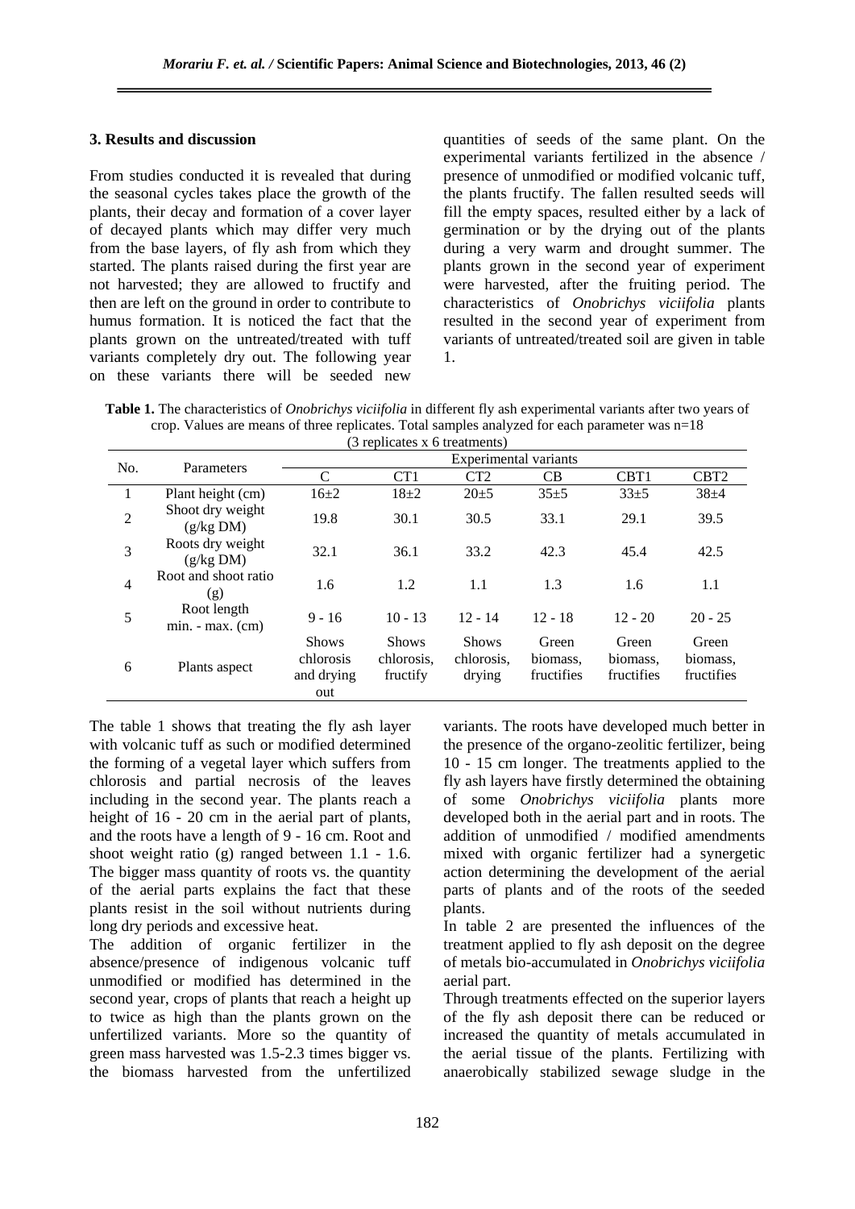## 3. Results and discussion

From studies conducted it is revealed that during the seasonal cycles takes place the growth of the plants, their decay and formation of a cover layer of decayed plants which may differ very much from the base layers, of fly ash from which they started. The plants raised during the first year are not harvested; they are allowed to fructify and then are left on the ground in order to contribute to humus formation. It is noticed the fact that the plants grown on the untreated/treated with tuff variants completely dry out. The following year on these variants there will be seeded new quantities of seeds of the same plant. On the experimental variants fertilized in the absence / presence of unmodified or modified volcanic tuff, the plants fructify. The fallen resulted seeds will fill the empty spaces, resulted either by a lack of germination or by the drying out of the plants during a very warm and drought summer. The plants grown in the second year of experiment were harvested, after the fruiting period. The characteristics of *Onobrichys viciifolia* plants resulted in the second year of experiment from variants of untreated/treated soil are given in table 1.

**Table 1.** The characteristics of *Onobrichys viciifolia* in different fly ash experimental variants after two years of crop. Values are means of three replicates. Total samples analyzed for each parameter was n=18 (3 replicates x 6 treatments)

| No. | Parameters | Experimental variants | | | | | |
|---|---|---|---|---|---|---|---|
| | | C | CT1 | CT2 | CB | CBT1 | CBT2 |
| 1 | Plant height (cm) | 16±2 | 18±2 | 20±5 | 35±5 | 33±5 | 38±4 |
| 2 | Shoot dry weight (g/kg DM) | 19.8 | 30.1 | 30.5 | 33.1 | 29.1 | 39.5 |
| 3 | Roots dry weight (g/kg DM) | 32.1 | 36.1 | 33.2 | 42.3 | 45.4 | 42.5 |
| 4 | Root and shoot ratio (g) | 1.6 | 1.2 | 1.1 | 1.3 | 1.6 | 1.1 |
| 5 | Root length min. - max. (cm) | 9 - 16 | 10 - 13 | 12 - 14 | 12 - 18 | 12 - 20 | 20 - 25 |
| 6 | Plants aspect | Shows chlorosis and drying out | Shows chlorosis, fructify | Shows chlorosis, drying | Green biomass, fructifies | Green biomass, fructifies | Green biomass, fructifies |

The table 1 shows that treating the fly ash layer with volcanic tuff as such or modified determined the forming of a vegetal layer which suffers from chlorosis and partial necrosis of the leaves including in the second year. The plants reach a height of 16 - 20 cm in the aerial part of plants, and the roots have a length of 9 - 16 cm. Root and shoot weight ratio (g) ranged between 1.1 - 1.6. The bigger mass quantity of roots vs. the quantity of the aerial parts explains the fact that these plants resist in the soil without nutrients during long dry periods and excessive heat.

The addition of organic fertilizer in the absence/presence of indigenous volcanic tuff unmodified or modified has determined in the second year, crops of plants that reach a height up to twice as high than the plants grown on the unfertilized variants. More so the quantity of green mass harvested was 1.5-2.3 times bigger vs. the biomass harvested from the unfertilized variants. The roots have developed much better in the presence of the organo-zeolitic fertilizer, being 10 - 15 cm longer. The treatments applied to the fly ash layers have firstly determined the obtaining of some *Onobrichys viciifolia* plants more developed both in the aerial part and in roots. The addition of unmodified / modified amendments mixed with organic fertilizer had a synergetic action determining the development of the aerial parts of plants and of the roots of the seeded plants.

In table 2 are presented the influences of the treatment applied to fly ash deposit on the degree of metals bio-accumulated in *Onobrichys viciifolia* aerial part.

Through treatments effected on the superior layers of the fly ash deposit there can be reduced or increased the quantity of metals accumulated in the aerial tissue of the plants. Fertilizing with anaerobically stabilized sewage sludge in the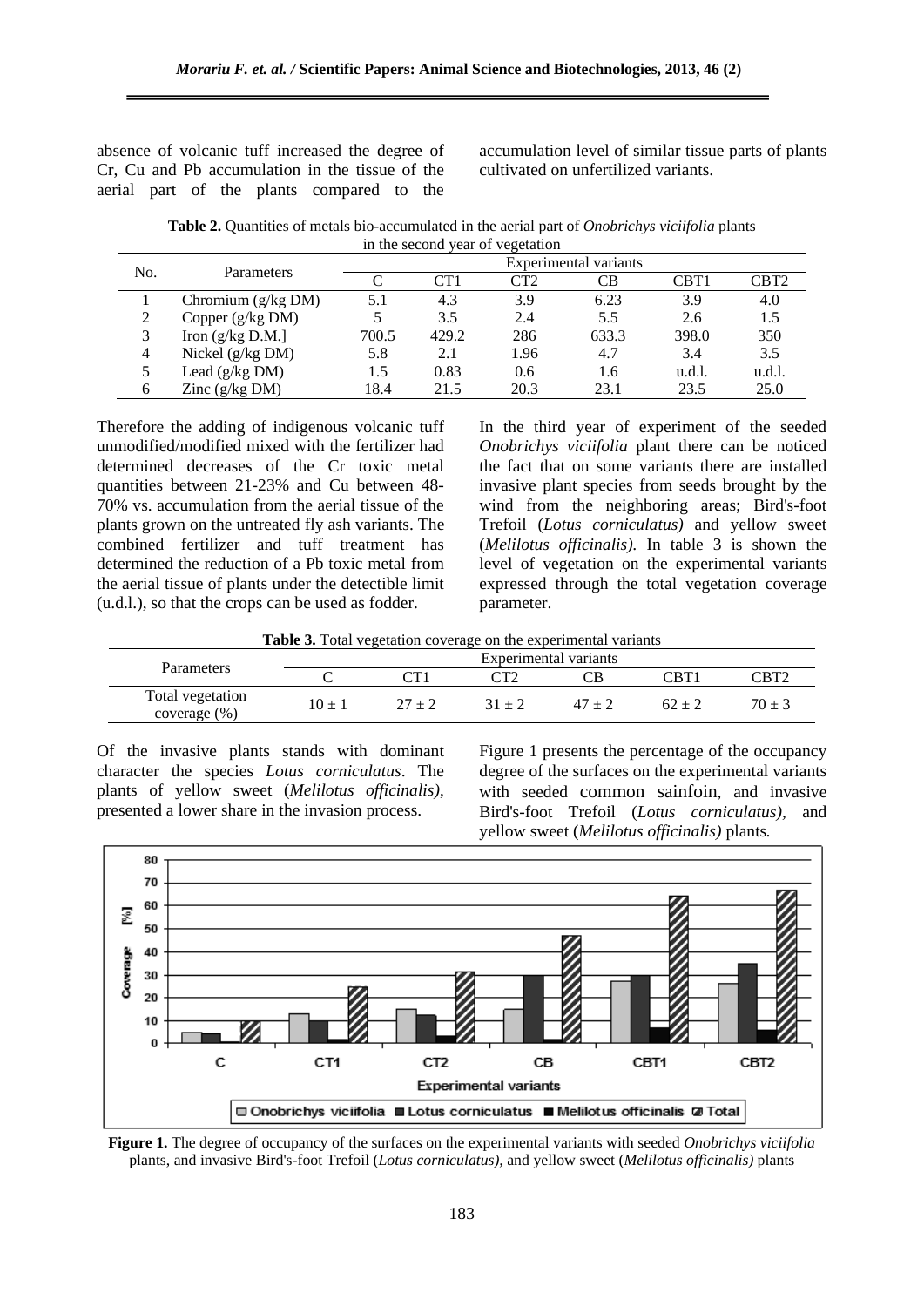absence of volcanic tuff increased the degree of Cr, Cu and Pb accumulation in the tissue of the aerial part of the plants compared to the accumulation level of similar tissue parts of plants cultivated on unfertilized variants.

**Table 2.** Quantities of metals bio-accumulated in the aerial part of *Onobrichys viciifolia* plants in the second year of vegetation

| No. | Parameters | Experimental variants | | | | | |
|---|---|---|---|---|---|---|---|
| | | C | CT1 | CT2 | CB | CBT1 | CBT2 |
| 1 | Chromium (g/kg DM) | 5.1 | 4.3 | 3.9 | 6.23 | 3.9 | 4.0 |
| 2 | Copper (g/kg DM) | 5 | 3.5 | 2.4 | 5.5 | 2.6 | 1.5 |
| 3 | Iron (g/kg D.M.] | 700.5 | 429.2 | 286 | 633.3 | 398.0 | 350 |
| 4 | Nickel (g/kg DM) | 5.8 | 2.1 | 1.96 | 4.7 | 3.4 | 3.5 |
| 5 | Lead (g/kg DM) | 1.5 | 0.83 | 0.6 | 1.6 | u.d.l. | u.d.l. |
| 6 | Zinc (g/kg DM) | 18.4 | 21.5 | 20.3 | 23.1 | 23.5 | 25.0 |

Therefore the adding of indigenous volcanic tuff unmodified/modified mixed with the fertilizer had determined decreases of the Cr toxic metal quantities between 21-23% and Cu between 48-70% vs. accumulation from the aerial tissue of the plants grown on the untreated fly ash variants. The combined fertilizer and tuff treatment has determined the reduction of a Pb toxic metal from the aerial tissue of plants under the detectible limit (u.d.l.), so that the crops can be used as fodder.

In the third year of experiment of the seeded *Onobrichys viciifolia* plant there can be noticed the fact that on some variants there are installed invasive plant species from seeds brought by the wind from the neighboring areas; Bird's-foot Trefoil (*Lotus corniculatus)* and yellow sweet (*Melilotus officinalis)*. In table 3 is shown the level of vegetation on the experimental variants expressed through the total vegetation coverage parameter.

**Table 3.** Total vegetation coverage on the experimental variants

| Parameters | Experimental variants | | | | | |
|---|---|---|---|---|---|---|
| | C | CT1 | CT2 | CB | CBT1 | CBT2 |
| Total vegetation coverage (%) | 10 ± 1 | 27 ± 2 | 31 ± 2 | 47 ± 2 | 62 ± 2 | 70 ± 3 |

Of the invasive plants stands with dominant character the species *Lotus corniculatus*. The plants of yellow sweet (*Melilotus officinalis)*, presented a lower share in the invasion process.

Figure 1 presents the percentage of the occupancy degree of the surfaces on the experimental variants with seeded common sainfoin, and invasive Bird's-foot Trefoil (*Lotus corniculatus)*, and yellow sweet (*Melilotus officinalis)* plants*.*

**Figure 1.** The degree of occupancy of the surfaces on the experimental variants with seeded *Onobrichys viciifolia* plants, and invasive Bird's-foot Trefoil (*Lotus corniculatus),* and yellow sweet (*Melilotus officinalis)* plants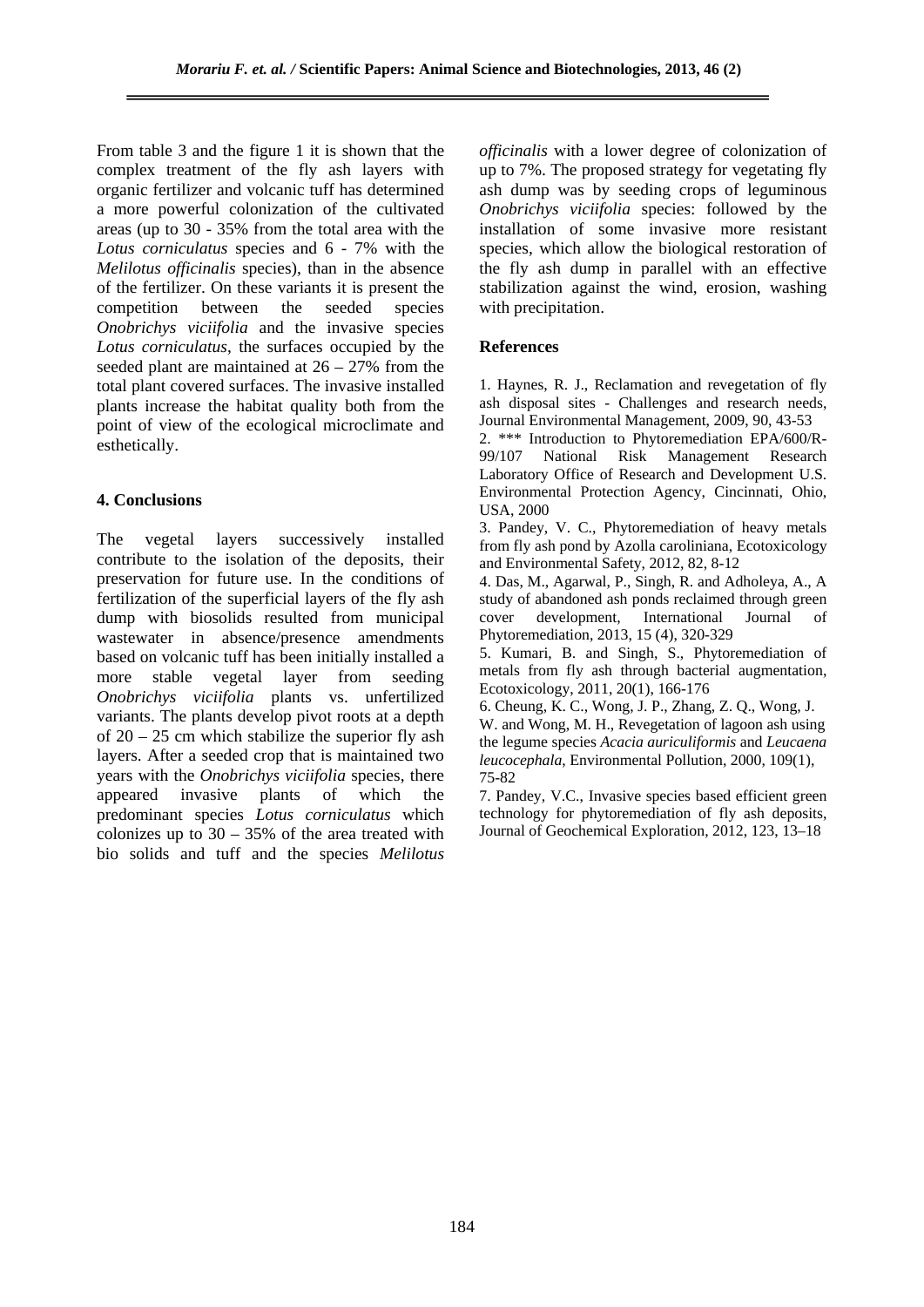From table 3 and the figure 1 it is shown that the complex treatment of the fly ash layers with organic fertilizer and volcanic tuff has determined a more powerful colonization of the cultivated areas (up to 30 - 35% from the total area with the *Lotus corniculatus* species and 6 - 7% with the *Melilotus officinalis* species), than in the absence of the fertilizer. On these variants it is present the competition between the seeded species *Onobrichys viciifolia* and the invasive species *Lotus corniculatus*, the surfaces occupied by the seeded plant are maintained at 26 – 27% from the total plant covered surfaces. The invasive installed plants increase the habitat quality both from the point of view of the ecological microclimate and esthetically.

## 4. Conclusions

The vegetal layers successively installed contribute to the isolation of the deposits, their preservation for future use. In the conditions of fertilization of the superficial layers of the fly ash dump with biosolids resulted from municipal wastewater in absence/presence amendments based on volcanic tuff has been initially installed a more stable vegetal layer from seeding *Onobrichys viciifolia* plants vs. unfertilized variants. The plants develop pivot roots at a depth of 20 – 25 cm which stabilize the superior fly ash layers. After a seeded crop that is maintained two years with the *Onobrichys viciifolia* species, there appeared invasive plants of which the predominant species *Lotus corniculatus* which colonizes up to 30 – 35% of the area treated with bio solids and tuff and the species *Melilotus officinalis* with a lower degree of colonization of up to 7%. The proposed strategy for vegetating fly ash dump was by seeding crops of leguminous *Onobrichys viciifolia* species: followed by the installation of some invasive more resistant species, which allow the biological restoration of the fly ash dump in parallel with an effective stabilization against the wind, erosion, washing with precipitation.

## References

1. Haynes, R. J., Reclamation and revegetation of fly ash disposal sites - Challenges and research needs, Journal Environmental Management, 2009, 90, 43-53
2. *** Introduction to Phytoremediation EPA/600/R-99/107 National Risk Management Research Laboratory Office of Research and Development U.S. Environmental Protection Agency, Cincinnati, Ohio, USA, 2000
3. Pandey, V. C., Phytoremediation of heavy metals from fly ash pond by Azolla caroliniana, Ecotoxicology and Environmental Safety, 2012, 82, 8-12
4. Das, M., Agarwal, P., Singh, R. and Adholeya, A., A study of abandoned ash ponds reclaimed through green cover development, International Journal of Phytoremediation, 2013, 15 (4), 320-329
5. Kumari, B. and Singh, S., Phytoremediation of metals from fly ash through bacterial augmentation, Ecotoxicology, 2011, 20(1), 166-176
6. Cheung, K. C., Wong, J. P., Zhang, Z. Q., Wong, J. W. and Wong, M. H., Revegetation of lagoon ash using the legume species *Acacia auriculiformis* and *Leucaena leucocephala*, Environmental Pollution, 2000, 109(1), 75-82
7. Pandey, V.C., Invasive species based efficient green technology for phytoremediation of fly ash deposits, Journal of Geochemical Exploration, 2012, 123, 13–18